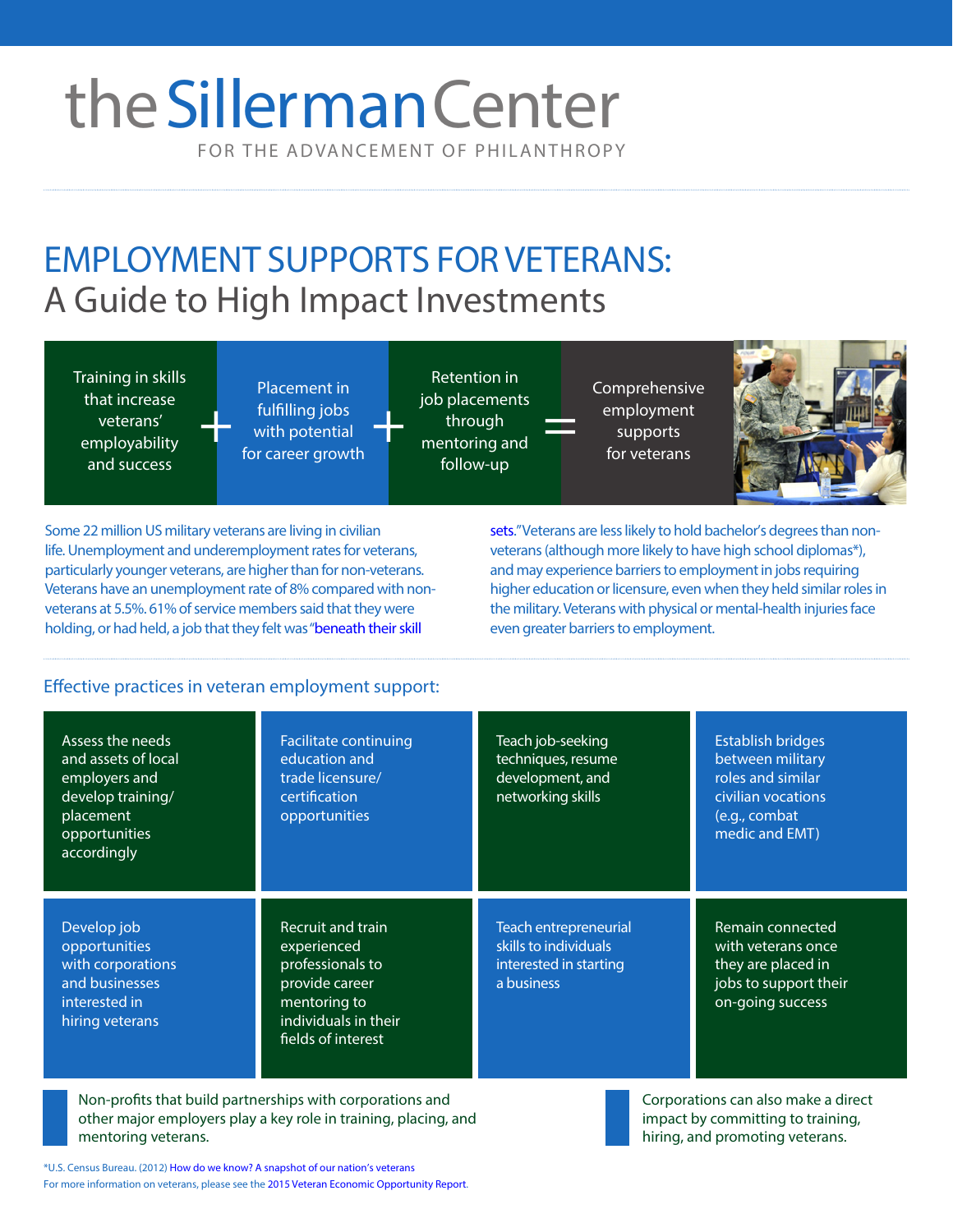# the Sillerman Center

FOR THE ADVANCEMENT OF PHILANTHROPY

# EMPLOYMENT SUPPORTS FOR VETERANS:
## A Guide to High Impact Investments

Training in skills that increase veterans' employability and success + Placement in fulfilling jobs with potential for career growth + Retention in job placements through mentoring and follow-up = Comprehensive employment supports for veterans

Some 22 million US military veterans are living in civilian life. Unemployment and underemployment rates for veterans, particularly younger veterans, are higher than for non-veterans. Veterans have an unemployment rate of 8% compared with non-veterans at 5.5%. 61% of service members said that they were holding, or had held, a job that they felt was "beneath their skill sets." Veterans are less likely to hold bachelor's degrees than non-veterans (although more likely to have high school diplomas*), and may experience barriers to employment in jobs requiring higher education or licensure, even when they held similar roles in the military. Veterans with physical or mental-health injuries face even greater barriers to employment.

### Effective practices in veteran employment support:

- Assess the needs and assets of local employers and develop training/placement opportunities accordingly
- Facilitate continuing education and trade licensure/certification opportunities
- Teach job-seeking techniques, resume development, and networking skills
- Establish bridges between military roles and similar civilian vocations (e.g., combat medic and EMT)
- Develop job opportunities with corporations and businesses interested in hiring veterans
- Recruit and train experienced professionals to provide career mentoring to individuals in their fields of interest
- Teach entrepreneurial skills to individuals interested in starting a business
- Remain connected with veterans once they are placed in jobs to support their on-going success

Non-profits that build partnerships with corporations and other major employers play a key role in training, placing, and mentoring veterans.

Corporations can also make a direct impact by committing to training, hiring, and promoting veterans.

*U.S. Census Bureau. (2012) How do we know? A snapshot of our nation's veterans
For more information on veterans, please see the 2015 Veteran Economic Opportunity Report.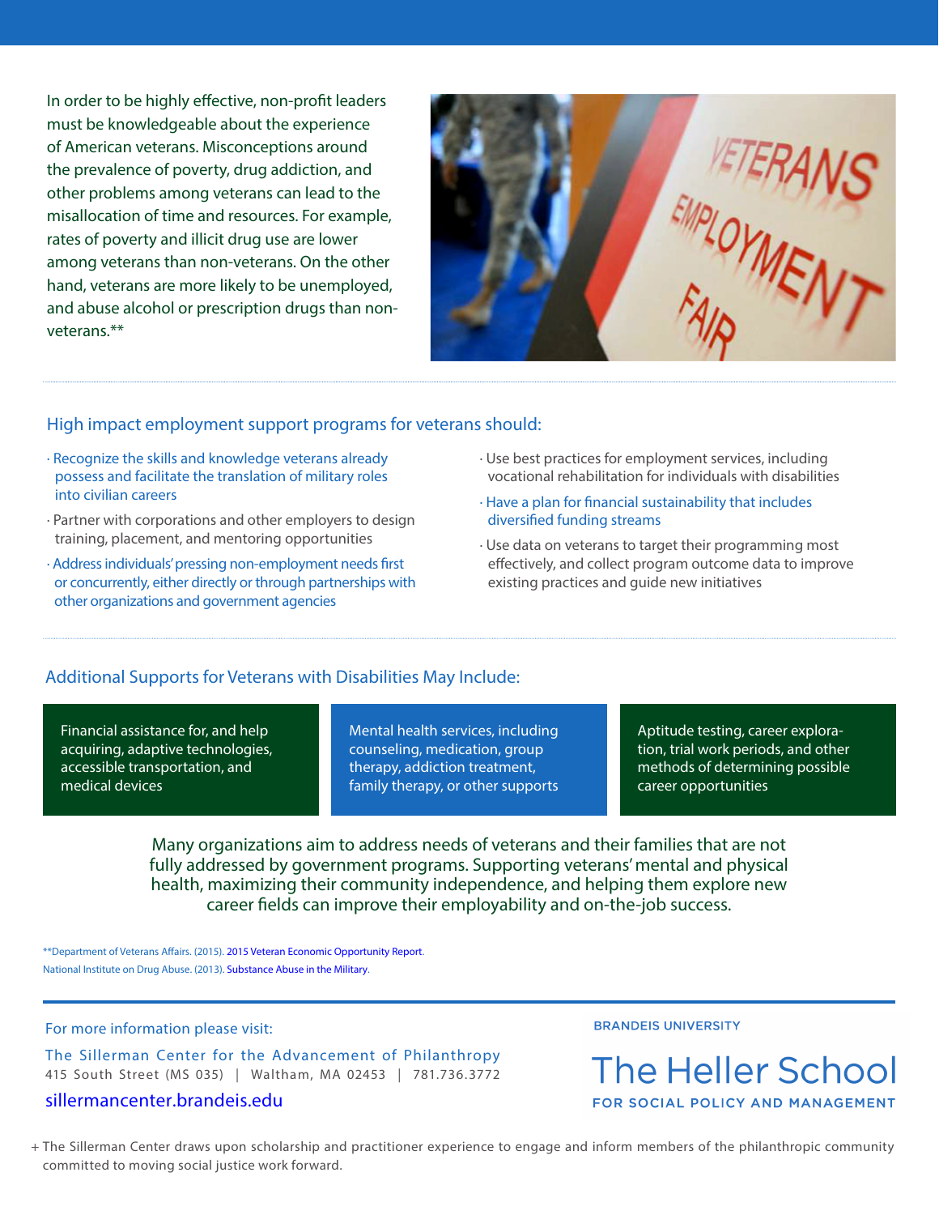In order to be highly effective, non-profit leaders must be knowledgeable about the experience of American veterans. Misconceptions around the prevalence of poverty, drug addiction, and other problems among veterans can lead to the misallocation of time and resources. For example, rates of poverty and illicit drug use are lower among veterans than non-veterans. On the other hand, veterans are more likely to be unemployed, and abuse alcohol or prescription drugs than non-veterans.**

## High impact employment support programs for veterans should:

- Recognize the skills and knowledge veterans already possess and facilitate the translation of military roles into civilian careers
- Partner with corporations and other employers to design training, placement, and mentoring opportunities
- Address individuals' pressing non-employment needs first or concurrently, either directly or through partnerships with other organizations and government agencies
- Use best practices for employment services, including vocational rehabilitation for individuals with disabilities
- Have a plan for financial sustainability that includes diversified funding streams
- Use data on veterans to target their programming most effectively, and collect program outcome data to improve existing practices and guide new initiatives

## Additional Supports for Veterans with Disabilities May Include:

- Financial assistance for, and help acquiring, adaptive technologies, accessible transportation, and medical devices
- Mental health services, including counseling, medication, group therapy, addiction treatment, family therapy, or other supports
- Aptitude testing, career exploration, trial work periods, and other methods of determining possible career opportunities

Many organizations aim to address needs of veterans and their families that are not fully addressed by government programs. Supporting veterans' mental and physical health, maximizing their community independence, and helping them explore new career fields can improve their employability and on-the-job success.

**Department of Veterans Affairs. (2015). 2015 Veteran Economic Opportunity Report.
National Institute on Drug Abuse. (2013). Substance Abuse in the Military.

For more information please visit:

The Sillerman Center for the Advancement of Philanthropy
415 South Street (MS 035) | Waltham, MA 02453 | 781.736.3772

sillermancenter.brandeis.edu

BRANDEIS UNIVERSITY
The Heller School
FOR SOCIAL POLICY AND MANAGEMENT

+ The Sillerman Center draws upon scholarship and practitioner experience to engage and inform members of the philanthropic community committed to moving social justice work forward.